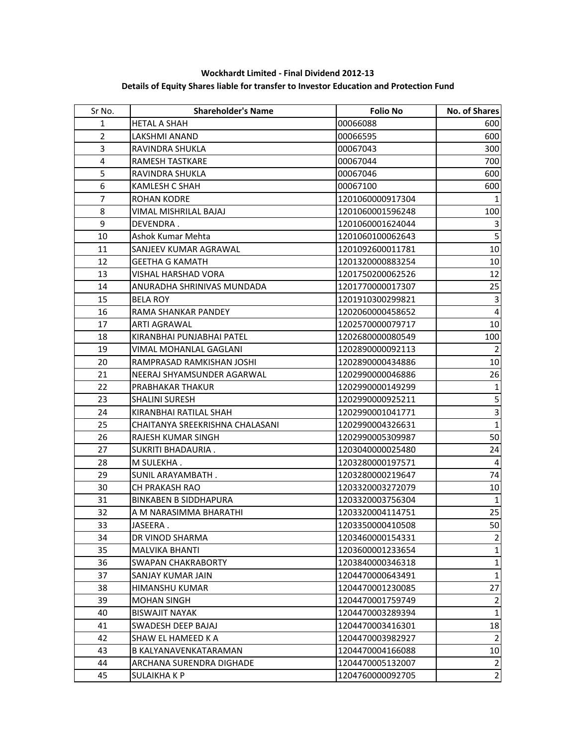**Wockhardt Limited - Final Dividend 2012-13**

**Details of Equity Shares liable for transfer to Investor Education and Protection Fund**

| Sr No. | Shareholder's Name | Folio No | No. of Shares |
|---|---|---|---|
| 1 | HETAL A SHAH | 00066088 | 600 |
| 2 | LAKSHMI ANAND | 00066595 | 600 |
| 3 | RAVINDRA SHUKLA | 00067043 | 300 |
| 4 | RAMESH TASTKARE | 00067044 | 700 |
| 5 | RAVINDRA SHUKLA | 00067046 | 600 |
| 6 | KAMLESH C SHAH | 00067100 | 600 |
| 7 | ROHAN KODRE | 1201060000917304 | 1 |
| 8 | VIMAL MISHRILAL BAJAJ | 1201060001596248 | 100 |
| 9 | DEVENDRA . | 1201060001624044 | 3 |
| 10 | Ashok Kumar Mehta | 1201060100062643 | 5 |
| 11 | SANJEEV KUMAR AGRAWAL | 1201092600011781 | 10 |
| 12 | GEETHA G KAMATH | 1201320000883254 | 10 |
| 13 | VISHAL HARSHAD VORA | 1201750200062526 | 12 |
| 14 | ANURADHA SHRINIVAS MUNDADA | 1201770000017307 | 25 |
| 15 | BELA ROY | 1201910300299821 | 3 |
| 16 | RAMA SHANKAR PANDEY | 1202060000458652 | 4 |
| 17 | ARTI AGRAWAL | 1202570000079717 | 10 |
| 18 | KIRANBHAI PUNJABHAI PATEL | 1202680000080549 | 100 |
| 19 | VIMAL MOHANLAL GAGLANI | 1202890000092113 | 2 |
| 20 | RAMPRASAD RAMKISHAN JOSHI | 1202890000434886 | 10 |
| 21 | NEERAJ SHYAMSUNDER AGARWAL | 1202990000046886 | 26 |
| 22 | PRABHAKAR THAKUR | 1202990000149299 | 1 |
| 23 | SHALINI SURESH | 1202990000925211 | 5 |
| 24 | KIRANBHAI RATILAL SHAH | 1202990001041771 | 3 |
| 25 | CHAITANYA SREEKRISHNA CHALASANI | 1202990004326631 | 1 |
| 26 | RAJESH KUMAR SINGH | 1202990005309987 | 50 |
| 27 | SUKRITI BHADAURIA . | 1203040000025480 | 24 |
| 28 | M SULEKHA . | 1203280000197571 | 4 |
| 29 | SUNIL ARAYAMBATH . | 1203280000219647 | 74 |
| 30 | CH PRAKASH RAO | 1203320003272079 | 10 |
| 31 | BINKABEN B SIDDHAPURA | 1203320003756304 | 1 |
| 32 | A M NARASIMMA BHARATHI | 1203320004114751 | 25 |
| 33 | JASEERA . | 1203350000410508 | 50 |
| 34 | DR VINOD SHARMA | 1203460000154331 | 2 |
| 35 | MALVIKA BHANTI | 1203600001233654 | 1 |
| 36 | SWAPAN CHAKRABORTY | 1203840000346318 | 1 |
| 37 | SANJAY KUMAR JAIN | 1204470000643491 | 1 |
| 38 | HIMANSHU KUMAR | 1204470001230085 | 27 |
| 39 | MOHAN SINGH | 1204470001759749 | 2 |
| 40 | BISWAJIT NAYAK | 1204470003289394 | 1 |
| 41 | SWADESH DEEP BAJAJ | 1204470003416301 | 18 |
| 42 | SHAW EL HAMEED K A | 1204470003982927 | 2 |
| 43 | B KALYANAVENKATARAMAN | 1204470004166088 | 10 |
| 44 | ARCHANA SURENDRA DIGHADE | 1204470005132007 | 2 |
| 45 | SULAIKHA K P | 1204760000092705 | 2 |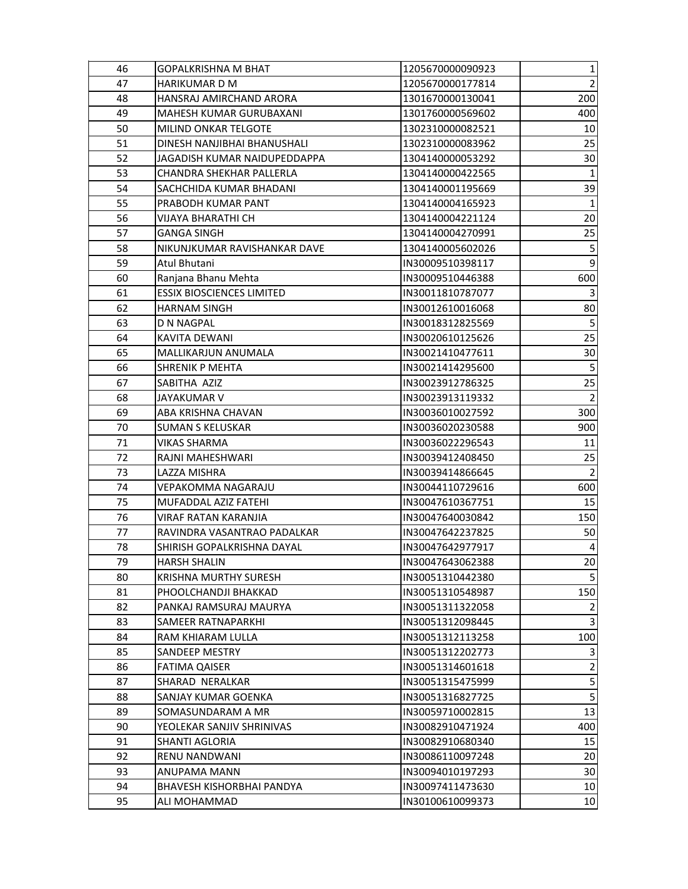| | | | |
|---|---|---|---|
| 46 | GOPALKRISHNA M BHAT | 1205670000090923 | 1 |
| 47 | HARIKUMAR D M | 1205670000177814 | 2 |
| 48 | HANSRAJ AMIRCHAND ARORA | 1301670000130041 | 200 |
| 49 | MAHESH KUMAR GURUBAXANI | 1301760000569602 | 400 |
| 50 | MILIND ONKAR TELGOTE | 1302310000082521 | 10 |
| 51 | DINESH NANJIBHAI BHANUSHALI | 1302310000083962 | 25 |
| 52 | JAGADISH KUMAR NAIDUPEDDAPPA | 1304140000053292 | 30 |
| 53 | CHANDRA SHEKHAR PALLERLA | 1304140000422565 | 1 |
| 54 | SACHCHIDA KUMAR BHADANI | 1304140001195669 | 39 |
| 55 | PRABODH KUMAR PANT | 1304140004165923 | 1 |
| 56 | VIJAYA BHARATHI CH | 1304140004221124 | 20 |
| 57 | GANGA SINGH | 1304140004270991 | 25 |
| 58 | NIKUNJKUMAR RAVISHANKAR DAVE | 1304140005602026 | 5 |
| 59 | Atul Bhutani | IN30009510398117 | 9 |
| 60 | Ranjana Bhanu Mehta | IN30009510446388 | 600 |
| 61 | ESSIX BIOSCIENCES LIMITED | IN30011810787077 | 3 |
| 62 | HARNAM SINGH | IN30012610016068 | 80 |
| 63 | D N NAGPAL | IN30018312825569 | 5 |
| 64 | KAVITA DEWANI | IN30020610125626 | 25 |
| 65 | MALLIKARJUN ANUMALA | IN30021410477611 | 30 |
| 66 | SHRENIK P MEHTA | IN30021414295600 | 5 |
| 67 | SABITHA AZIZ | IN30023912786325 | 25 |
| 68 | JAYAKUMAR V | IN30023913119332 | 2 |
| 69 | ABA KRISHNA CHAVAN | IN30036010027592 | 300 |
| 70 | SUMAN S KELUSKAR | IN30036020230588 | 900 |
| 71 | VIKAS SHARMA | IN30036022296543 | 11 |
| 72 | RAJNI MAHESHWARI | IN30039412408450 | 25 |
| 73 | LAZZA MISHRA | IN30039414866645 | 2 |
| 74 | VEPAKOMMA NAGARAJU | IN30044110729616 | 600 |
| 75 | MUFADDAL AZIZ FATEHI | IN30047610367751 | 15 |
| 76 | VIRAF RATAN KARANJIA | IN30047640030842 | 150 |
| 77 | RAVINDRA VASANTRAO PADALKAR | IN30047642237825 | 50 |
| 78 | SHIRISH GOPALKRISHNA DAYAL | IN30047642977917 | 4 |
| 79 | HARSH SHALIN | IN30047643062388 | 20 |
| 80 | KRISHNA MURTHY SURESH | IN30051310442380 | 5 |
| 81 | PHOOLCHANDJI BHAKKAD | IN30051310548987 | 150 |
| 82 | PANKAJ RAMSURAJ MAURYA | IN30051311322058 | 2 |
| 83 | SAMEER RATNAPARKHI | IN30051312098445 | 3 |
| 84 | RAM KHIARAM LULLA | IN30051312113258 | 100 |
| 85 | SANDEEP MESTRY | IN30051312202773 | 3 |
| 86 | FATIMA QAISER | IN30051314601618 | 2 |
| 87 | SHARAD NERALKAR | IN30051315475999 | 5 |
| 88 | SANJAY KUMAR GOENKA | IN30051316827725 | 5 |
| 89 | SOMASUNDARAM A MR | IN30059710002815 | 13 |
| 90 | YEOLEKAR SANJIV SHRINIVAS | IN30082910471924 | 400 |
| 91 | SHANTI AGLORIA | IN30082910680340 | 15 |
| 92 | RENU NANDWANI | IN30086110097248 | 20 |
| 93 | ANUPAMA MANN | IN30094010197293 | 30 |
| 94 | BHAVESH KISHORBHAI PANDYA | IN30097411473630 | 10 |
| 95 | ALI MOHAMMAD | IN30100610099373 | 10 |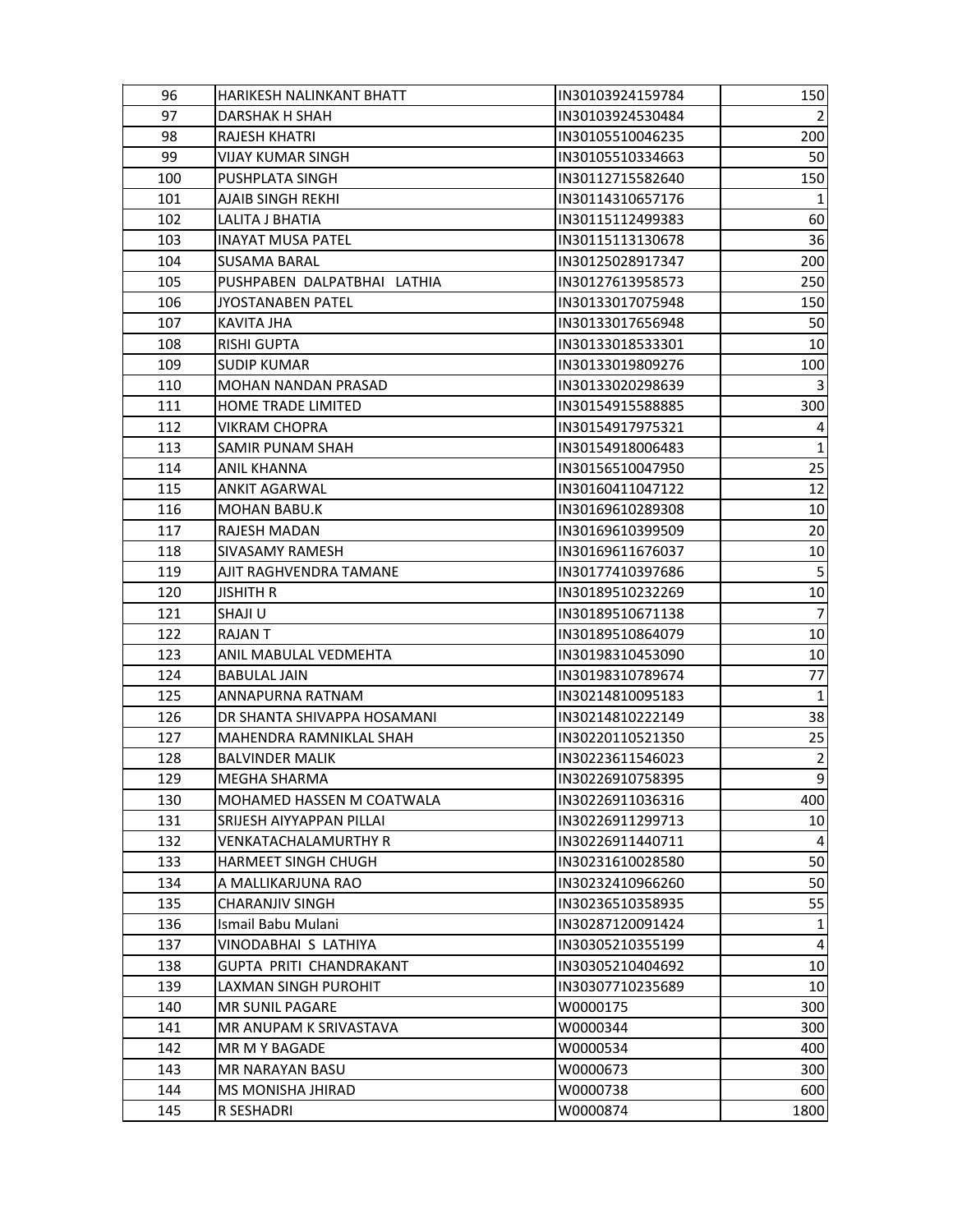| | | | |
|---|---|---|---|
| 96 | HARIKESH NALINKANT BHATT | IN30103924159784 | 150 |
| 97 | DARSHAK H SHAH | IN30103924530484 | 2 |
| 98 | RAJESH KHATRI | IN30105510046235 | 200 |
| 99 | VIJAY KUMAR SINGH | IN30105510334663 | 50 |
| 100 | PUSHPLATA SINGH | IN30112715582640 | 150 |
| 101 | AJAIB SINGH REKHI | IN30114310657176 | 1 |
| 102 | LALITA J BHATIA | IN30115112499383 | 60 |
| 103 | INAYAT MUSA PATEL | IN30115113130678 | 36 |
| 104 | SUSAMA BARAL | IN30125028917347 | 200 |
| 105 | PUSHPABEN DALPATBHAI LATHIA | IN30127613958573 | 250 |
| 106 | JYOSTANABEN PATEL | IN30133017075948 | 150 |
| 107 | KAVITA JHA | IN30133017656948 | 50 |
| 108 | RISHI GUPTA | IN30133018533301 | 10 |
| 109 | SUDIP KUMAR | IN30133019809276 | 100 |
| 110 | MOHAN NANDAN PRASAD | IN30133020298639 | 3 |
| 111 | HOME TRADE LIMITED | IN30154915588885 | 300 |
| 112 | VIKRAM CHOPRA | IN30154917975321 | 4 |
| 113 | SAMIR PUNAM SHAH | IN30154918006483 | 1 |
| 114 | ANIL KHANNA | IN30156510047950 | 25 |
| 115 | ANKIT AGARWAL | IN30160411047122 | 12 |
| 116 | MOHAN BABU.K | IN30169610289308 | 10 |
| 117 | RAJESH MADAN | IN30169610399509 | 20 |
| 118 | SIVASAMY RAMESH | IN30169611676037 | 10 |
| 119 | AJIT RAGHVENDRA TAMANE | IN30177410397686 | 5 |
| 120 | JISHITH R | IN30189510232269 | 10 |
| 121 | SHAJI U | IN30189510671138 | 7 |
| 122 | RAJAN T | IN30189510864079 | 10 |
| 123 | ANIL MABULAL VEDMEHTA | IN30198310453090 | 10 |
| 124 | BABULAL JAIN | IN30198310789674 | 77 |
| 125 | ANNAPURNA RATNAM | IN30214810095183 | 1 |
| 126 | DR SHANTA SHIVAPPA HOSAMANI | IN30214810222149 | 38 |
| 127 | MAHENDRA RAMNIKLAL SHAH | IN30220110521350 | 25 |
| 128 | BALVINDER MALIK | IN30223611546023 | 2 |
| 129 | MEGHA SHARMA | IN30226910758395 | 9 |
| 130 | MOHAMED HASSEN M COATWALA | IN30226911036316 | 400 |
| 131 | SRIJESH AIYYAPPAN PILLAI | IN30226911299713 | 10 |
| 132 | VENKATACHALAMURTHY R | IN30226911440711 | 4 |
| 133 | HARMEET SINGH CHUGH | IN30231610028580 | 50 |
| 134 | A MALLIKARJUNA RAO | IN30232410966260 | 50 |
| 135 | CHARANJIV SINGH | IN30236510358935 | 55 |
| 136 | Ismail Babu Mulani | IN30287120091424 | 1 |
| 137 | VINODABHAI S LATHIYA | IN30305210355199 | 4 |
| 138 | GUPTA PRITI CHANDRAKANT | IN30305210404692 | 10 |
| 139 | LAXMAN SINGH PUROHIT | IN30307710235689 | 10 |
| 140 | MR SUNIL PAGARE | W0000175 | 300 |
| 141 | MR ANUPAM K SRIVASTAVA | W0000344 | 300 |
| 142 | MR M Y BAGADE | W0000534 | 400 |
| 143 | MR NARAYAN BASU | W0000673 | 300 |
| 144 | MS MONISHA JHIRAD | W0000738 | 600 |
| 145 | R SESHADRI | W0000874 | 1800 |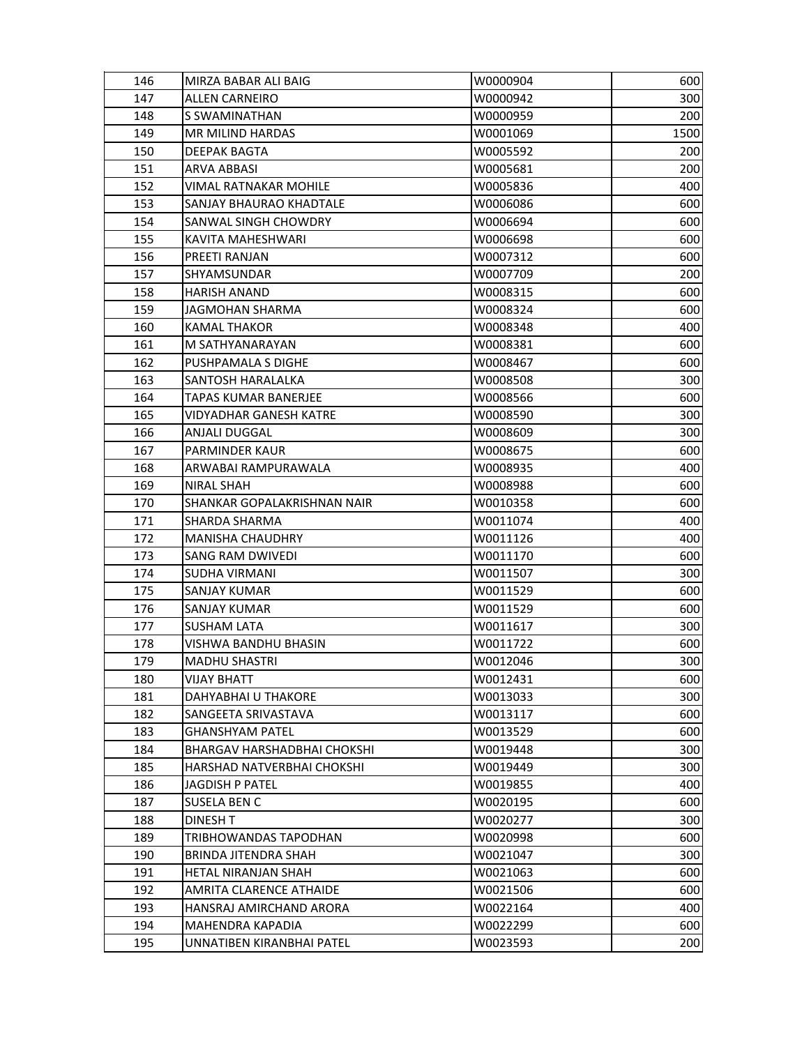| 146 | MIRZA BABAR ALI BAIG | W0000904 | 600 |
|---|---|---|---|
| 147 | ALLEN CARNEIRO | W0000942 | 300 |
| 148 | S SWAMINATHAN | W0000959 | 200 |
| 149 | MR MILIND HARDAS | W0001069 | 1500 |
| 150 | DEEPAK BAGTA | W0005592 | 200 |
| 151 | ARVA ABBASI | W0005681 | 200 |
| 152 | VIMAL RATNAKAR MOHILE | W0005836 | 400 |
| 153 | SANJAY BHAURAO KHADTALE | W0006086 | 600 |
| 154 | SANWAL SINGH CHOWDRY | W0006694 | 600 |
| 155 | KAVITA MAHESHWARI | W0006698 | 600 |
| 156 | PREETI RANJAN | W0007312 | 600 |
| 157 | SHYAMSUNDAR | W0007709 | 200 |
| 158 | HARISH ANAND | W0008315 | 600 |
| 159 | JAGMOHAN SHARMA | W0008324 | 600 |
| 160 | KAMAL THAKOR | W0008348 | 400 |
| 161 | M SATHYANARAYAN | W0008381 | 600 |
| 162 | PUSHPAMALA S DIGHE | W0008467 | 600 |
| 163 | SANTOSH HARALALKA | W0008508 | 300 |
| 164 | TAPAS KUMAR BANERJEE | W0008566 | 600 |
| 165 | VIDYADHAR GANESH KATRE | W0008590 | 300 |
| 166 | ANJALI DUGGAL | W0008609 | 300 |
| 167 | PARMINDER KAUR | W0008675 | 600 |
| 168 | ARWABAI RAMPURAWALA | W0008935 | 400 |
| 169 | NIRAL SHAH | W0008988 | 600 |
| 170 | SHANKAR GOPALAKRISHNAN NAIR | W0010358 | 600 |
| 171 | SHARDA SHARMA | W0011074 | 400 |
| 172 | MANISHA CHAUDHRY | W0011126 | 400 |
| 173 | SANG RAM DWIVEDI | W0011170 | 600 |
| 174 | SUDHA VIRMANI | W0011507 | 300 |
| 175 | SANJAY KUMAR | W0011529 | 600 |
| 176 | SANJAY KUMAR | W0011529 | 600 |
| 177 | SUSHAM LATA | W0011617 | 300 |
| 178 | VISHWA BANDHU BHASIN | W0011722 | 600 |
| 179 | MADHU SHASTRI | W0012046 | 300 |
| 180 | VIJAY BHATT | W0012431 | 600 |
| 181 | DAHYABHAI U THAKORE | W0013033 | 300 |
| 182 | SANGEETA SRIVASTAVA | W0013117 | 600 |
| 183 | GHANSHYAM PATEL | W0013529 | 600 |
| 184 | BHARGAV HARSHADBHAI CHOKSHI | W0019448 | 300 |
| 185 | HARSHAD NATVERBHAI CHOKSHI | W0019449 | 300 |
| 186 | JAGDISH P PATEL | W0019855 | 400 |
| 187 | SUSELA BEN C | W0020195 | 600 |
| 188 | DINESH T | W0020277 | 300 |
| 189 | TRIBHOWANDAS TAPODHAN | W0020998 | 600 |
| 190 | BRINDA JITENDRA SHAH | W0021047 | 300 |
| 191 | HETAL NIRANJAN SHAH | W0021063 | 600 |
| 192 | AMRITA CLARENCE ATHAIDE | W0021506 | 600 |
| 193 | HANSRAJ AMIRCHAND ARORA | W0022164 | 400 |
| 194 | MAHENDRA KAPADIA | W0022299 | 600 |
| 195 | UNNATIBEN KIRANBHAI PATEL | W0023593 | 200 |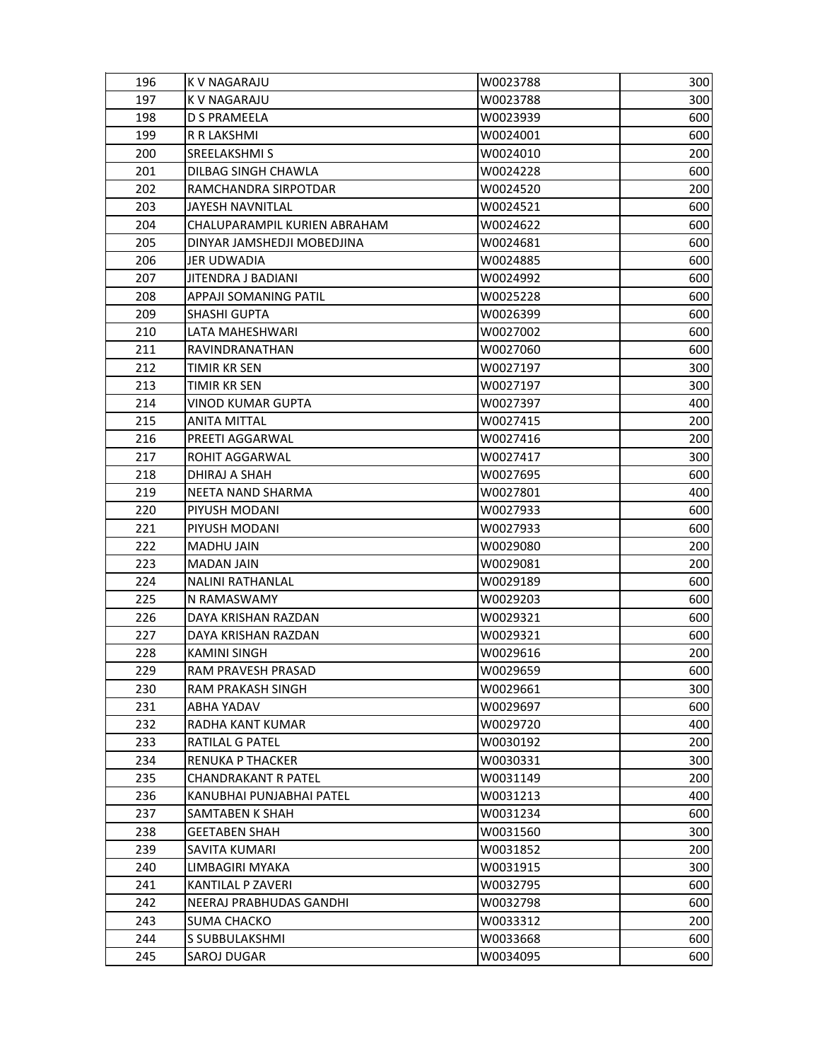| 196 | K V NAGARAJU | W0023788 | 300 |
|---|---|---|---|
| 197 | K V NAGARAJU | W0023788 | 300 |
| 198 | D S PRAMEELA | W0023939 | 600 |
| 199 | R R LAKSHMI | W0024001 | 600 |
| 200 | SREELAKSHMI S | W0024010 | 200 |
| 201 | DILBAG SINGH CHAWLA | W0024228 | 600 |
| 202 | RAMCHANDRA SIRPOTDAR | W0024520 | 200 |
| 203 | JAYESH NAVNITLAL | W0024521 | 600 |
| 204 | CHALUPARAMPIL KURIEN ABRAHAM | W0024622 | 600 |
| 205 | DINYAR JAMSHEDJI MOBEDJINA | W0024681 | 600 |
| 206 | JER UDWADIA | W0024885 | 600 |
| 207 | JITENDRA J BADIANI | W0024992 | 600 |
| 208 | APPAJI SOMANING PATIL | W0025228 | 600 |
| 209 | SHASHI GUPTA | W0026399 | 600 |
| 210 | LATA MAHESHWARI | W0027002 | 600 |
| 211 | RAVINDRANATHAN | W0027060 | 600 |
| 212 | TIMIR KR SEN | W0027197 | 300 |
| 213 | TIMIR KR SEN | W0027197 | 300 |
| 214 | VINOD KUMAR GUPTA | W0027397 | 400 |
| 215 | ANITA MITTAL | W0027415 | 200 |
| 216 | PREETI AGGARWAL | W0027416 | 200 |
| 217 | ROHIT AGGARWAL | W0027417 | 300 |
| 218 | DHIRAJ A SHAH | W0027695 | 600 |
| 219 | NEETA NAND SHARMA | W0027801 | 400 |
| 220 | PIYUSH MODANI | W0027933 | 600 |
| 221 | PIYUSH MODANI | W0027933 | 600 |
| 222 | MADHU JAIN | W0029080 | 200 |
| 223 | MADAN JAIN | W0029081 | 200 |
| 224 | NALINI RATHANLAL | W0029189 | 600 |
| 225 | N RAMASWAMY | W0029203 | 600 |
| 226 | DAYA KRISHAN RAZDAN | W0029321 | 600 |
| 227 | DAYA KRISHAN RAZDAN | W0029321 | 600 |
| 228 | KAMINI SINGH | W0029616 | 200 |
| 229 | RAM PRAVESH PRASAD | W0029659 | 600 |
| 230 | RAM PRAKASH SINGH | W0029661 | 300 |
| 231 | ABHA YADAV | W0029697 | 600 |
| 232 | RADHA KANT KUMAR | W0029720 | 400 |
| 233 | RATILAL G PATEL | W0030192 | 200 |
| 234 | RENUKA P THACKER | W0030331 | 300 |
| 235 | CHANDRAKANT R PATEL | W0031149 | 200 |
| 236 | KANUBHAI PUNJABHAI PATEL | W0031213 | 400 |
| 237 | SAMTABEN K SHAH | W0031234 | 600 |
| 238 | GEETABEN SHAH | W0031560 | 300 |
| 239 | SAVITA KUMARI | W0031852 | 200 |
| 240 | LIMBAGIRI MYAKA | W0031915 | 300 |
| 241 | KANTILAL P ZAVERI | W0032795 | 600 |
| 242 | NEERAJ PRABHUDAS GANDHI | W0032798 | 600 |
| 243 | SUMA CHACKO | W0033312 | 200 |
| 244 | S SUBBULAKSHMI | W0033668 | 600 |
| 245 | SAROJ DUGAR | W0034095 | 600 |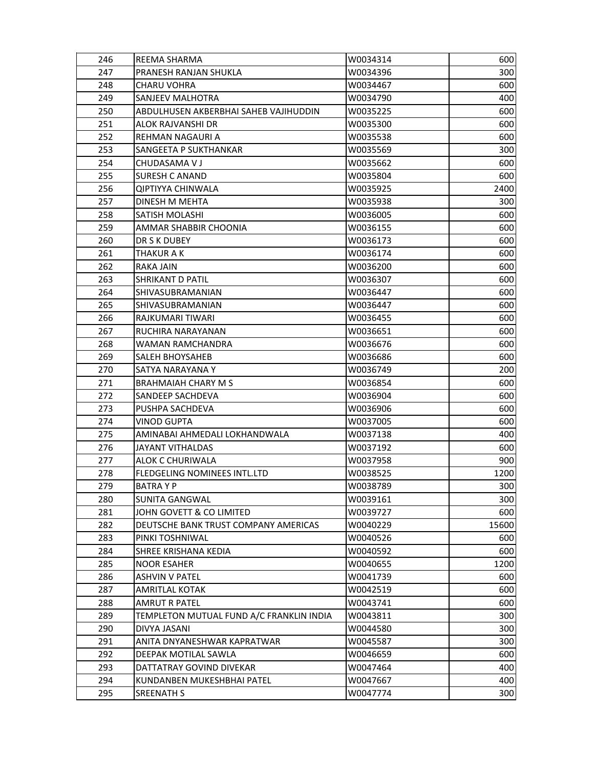| | | | |
|---|---|---|---|
| 246 | REEMA SHARMA | W0034314 | 600 |
| 247 | PRANESH RANJAN SHUKLA | W0034396 | 300 |
| 248 | CHARU VOHRA | W0034467 | 600 |
| 249 | SANJEEV MALHOTRA | W0034790 | 400 |
| 250 | ABDULHUSEN AKBERBHAI SAHEB VAJIHUDDIN | W0035225 | 600 |
| 251 | ALOK RAJVANSHI DR | W0035300 | 600 |
| 252 | REHMAN NAGAURI A | W0035538 | 600 |
| 253 | SANGEETA P SUKTHANKAR | W0035569 | 300 |
| 254 | CHUDASAMA V J | W0035662 | 600 |
| 255 | SURESH C ANAND | W0035804 | 600 |
| 256 | QIPTIYYA CHINWALA | W0035925 | 2400 |
| 257 | DINESH M MEHTA | W0035938 | 300 |
| 258 | SATISH MOLASHI | W0036005 | 600 |
| 259 | AMMAR SHABBIR CHOONIA | W0036155 | 600 |
| 260 | DR S K DUBEY | W0036173 | 600 |
| 261 | THAKUR A K | W0036174 | 600 |
| 262 | RAKA JAIN | W0036200 | 600 |
| 263 | SHRIKANT D PATIL | W0036307 | 600 |
| 264 | SHIVASUBRAMANIAN | W0036447 | 600 |
| 265 | SHIVASUBRAMANIAN | W0036447 | 600 |
| 266 | RAJKUMARI TIWARI | W0036455 | 600 |
| 267 | RUCHIRA NARAYANAN | W0036651 | 600 |
| 268 | WAMAN RAMCHANDRA | W0036676 | 600 |
| 269 | SALEH BHOYSAHEB | W0036686 | 600 |
| 270 | SATYA NARAYANA Y | W0036749 | 200 |
| 271 | BRAHMAIAH CHARY M S | W0036854 | 600 |
| 272 | SANDEEP SACHDEVA | W0036904 | 600 |
| 273 | PUSHPA SACHDEVA | W0036906 | 600 |
| 274 | VINOD GUPTA | W0037005 | 600 |
| 275 | AMINABAI AHMEDALI LOKHANDWALA | W0037138 | 400 |
| 276 | JAYANT VITHALDAS | W0037192 | 600 |
| 277 | ALOK C CHURIWALA | W0037958 | 900 |
| 278 | FLEDGELING NOMINEES INTL.LTD | W0038525 | 1200 |
| 279 | BATRA Y P | W0038789 | 300 |
| 280 | SUNITA GANGWAL | W0039161 | 300 |
| 281 | JOHN GOVETT & CO LIMITED | W0039727 | 600 |
| 282 | DEUTSCHE BANK TRUST COMPANY AMERICAS | W0040229 | 15600 |
| 283 | PINKI TOSHNIWAL | W0040526 | 600 |
| 284 | SHREE KRISHANA KEDIA | W0040592 | 600 |
| 285 | NOOR ESAHER | W0040655 | 1200 |
| 286 | ASHVIN V PATEL | W0041739 | 600 |
| 287 | AMRITLAL KOTAK | W0042519 | 600 |
| 288 | AMRUT R PATEL | W0043741 | 600 |
| 289 | TEMPLETON MUTUAL FUND A/C FRANKLIN INDIA | W0043811 | 300 |
| 290 | DIVYA JASANI | W0044580 | 300 |
| 291 | ANITA DNYANESHWAR KAPRATWAR | W0045587 | 300 |
| 292 | DEEPAK MOTILAL SAWLA | W0046659 | 600 |
| 293 | DATTATRAY GOVIND DIVEKAR | W0047464 | 400 |
| 294 | KUNDANBEN MUKESHBHAI PATEL | W0047667 | 400 |
| 295 | SREENATH S | W0047774 | 300 |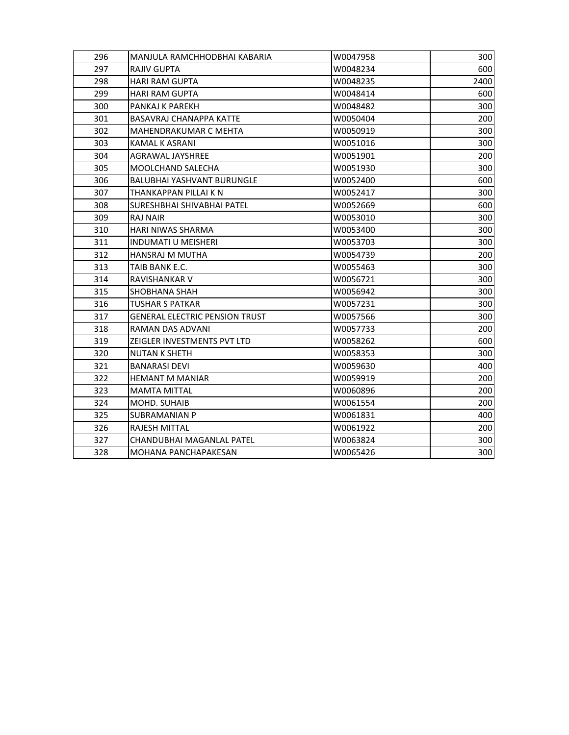| | | | |
|---|---|---|---|
| 296 | MANJULA RAMCHHODBHAI KABARIA | W0047958 | 300 |
| 297 | RAJIV GUPTA | W0048234 | 600 |
| 298 | HARI RAM GUPTA | W0048235 | 2400 |
| 299 | HARI RAM GUPTA | W0048414 | 600 |
| 300 | PANKAJ K PAREKH | W0048482 | 300 |
| 301 | BASAVRAJ CHANAPPA KATTE | W0050404 | 200 |
| 302 | MAHENDRAKUMAR C MEHTA | W0050919 | 300 |
| 303 | KAMAL K ASRANI | W0051016 | 300 |
| 304 | AGRAWAL JAYSHREE | W0051901 | 200 |
| 305 | MOOLCHAND SALECHA | W0051930 | 300 |
| 306 | BALUBHAI YASHVANT BURUNGLE | W0052400 | 600 |
| 307 | THANKAPPAN PILLAI K N | W0052417 | 300 |
| 308 | SURESHBHAI SHIVABHAI PATEL | W0052669 | 600 |
| 309 | RAJ NAIR | W0053010 | 300 |
| 310 | HARI NIWAS SHARMA | W0053400 | 300 |
| 311 | INDUMATI U MEISHERI | W0053703 | 300 |
| 312 | HANSRAJ M MUTHA | W0054739 | 200 |
| 313 | TAIB BANK E.C. | W0055463 | 300 |
| 314 | RAVISHANKAR V | W0056721 | 300 |
| 315 | SHOBHANA SHAH | W0056942 | 300 |
| 316 | TUSHAR S PATKAR | W0057231 | 300 |
| 317 | GENERAL ELECTRIC PENSION TRUST | W0057566 | 300 |
| 318 | RAMAN DAS ADVANI | W0057733 | 200 |
| 319 | ZEIGLER INVESTMENTS PVT LTD | W0058262 | 600 |
| 320 | NUTAN K SHETH | W0058353 | 300 |
| 321 | BANARASI DEVI | W0059630 | 400 |
| 322 | HEMANT M MANIAR | W0059919 | 200 |
| 323 | MAMTA MITTAL | W0060896 | 200 |
| 324 | MOHD. SUHAIB | W0061554 | 200 |
| 325 | SUBRAMANIAN P | W0061831 | 400 |
| 326 | RAJESH MITTAL | W0061922 | 200 |
| 327 | CHANDUBHAI MAGANLAL PATEL | W0063824 | 300 |
| 328 | MOHANA PANCHAPAKESAN | W0065426 | 300 |